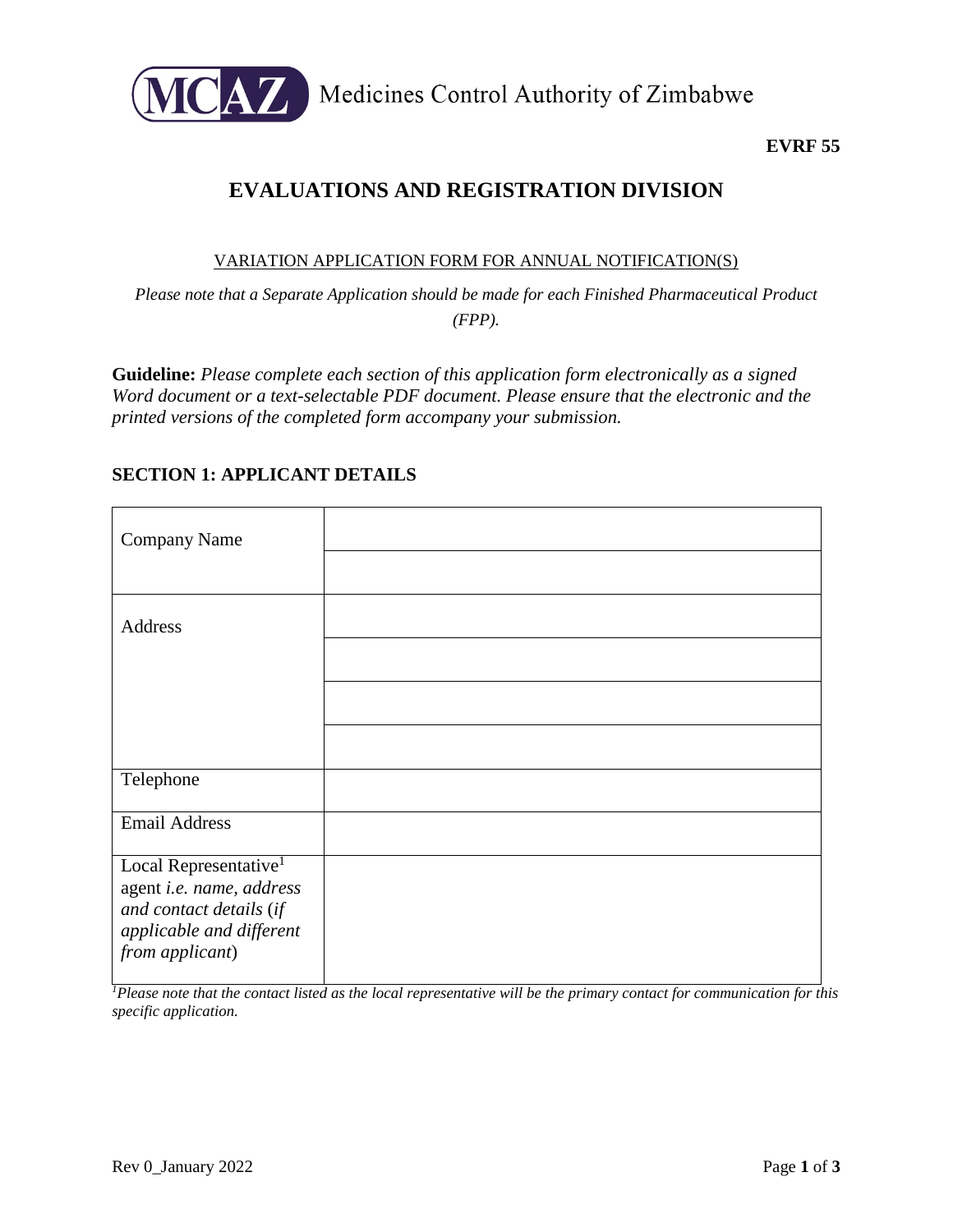Medicines Control Authority of Zimbabwe

**EVRF 55**

# EVALUATIONS AND REGISTRATION DIVISION

VARIATION APPLICATION FORM FOR ANNUAL NOTIFICATION(S)

*Please note that a Separate Application should be made for each Finished Pharmaceutical Product (FPP).*

**Guideline:** *Please complete each section of this application form electronically as a signed Word document or a text-selectable PDF document. Please ensure that the electronic and the printed versions of the completed form accompany your submission.*

## SECTION 1: APPLICANT DETAILS

| | |
|---|---|
| Company Name | |
| | |
| Address | |
| | |
| | |
| | |
| Telephone | |
| Email Address | |
| Local Representative[1] agent *i.e. name, address and contact details* (*if applicable and different from applicant*) | |

*[1]Please note that the contact listed as the local representative will be the primary contact for communication for this specific application.*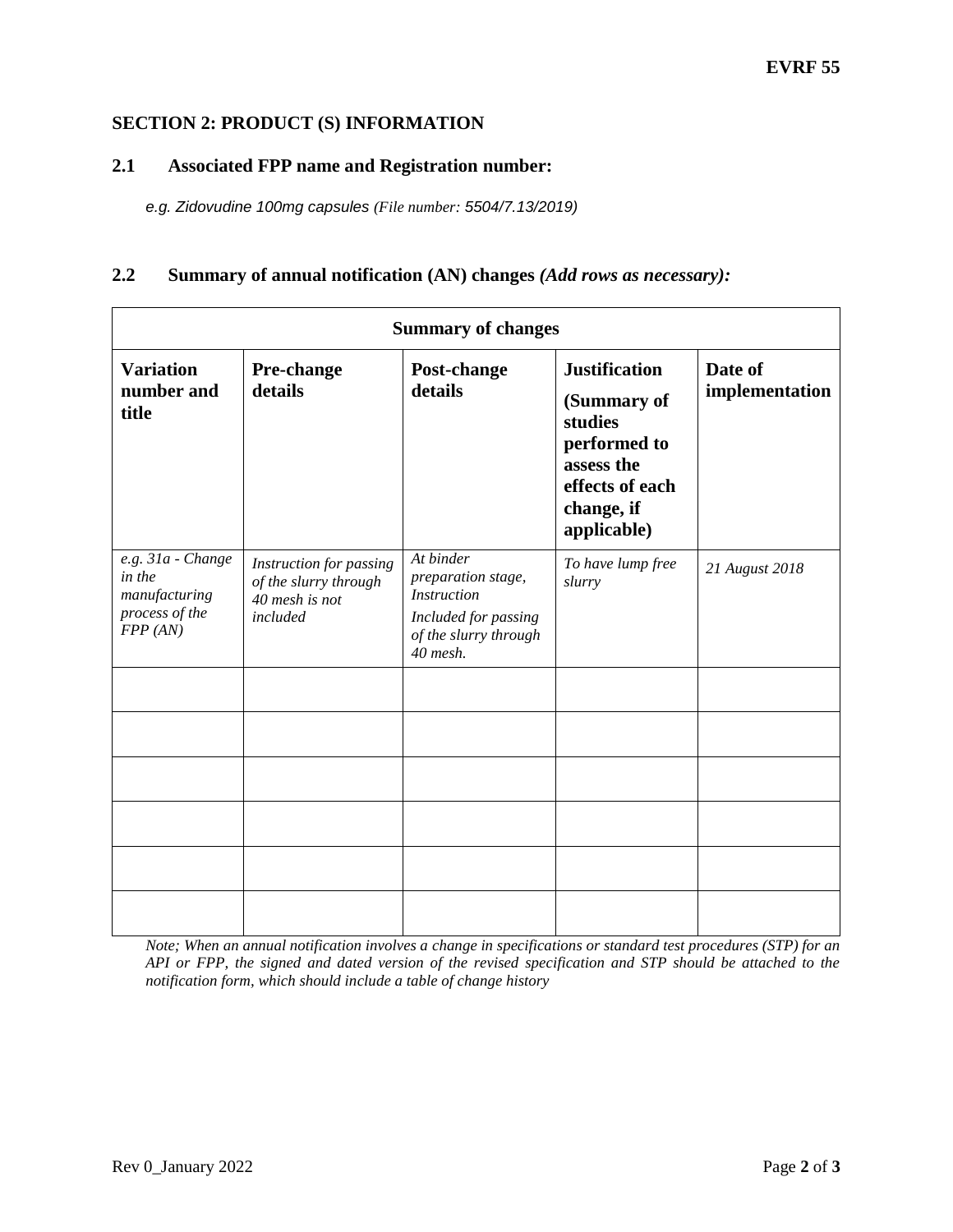## SECTION 2: PRODUCT (S) INFORMATION

### 2.1 Associated FPP name and Registration number:

*e.g. Zidovudine 100mg capsules (File number: 5504/7.13/2019)*

### 2.2 Summary of annual notification (AN) changes *(Add rows as necessary):*

| Summary of changes | | | | |
|---|---|---|---|---|
| **Variation number and title** | **Pre-change details** | **Post-change details** | **Justification (Summary of studies performed to assess the effects of each change, if applicable)** | **Date of implementation** |
| *e.g. 31a - Change in the manufacturing process of the FPP (AN)* | *Instruction for passing of the slurry through 40 mesh is not included* | *At binder preparation stage, Instruction Included for passing of the slurry through 40 mesh.* | *To have lump free slurry* | *21 August 2018* |
| | | | | |
| | | | | |
| | | | | |
| | | | | |
| | | | | |
| | | | | |

*Note; When an annual notification involves a change in specifications or standard test procedures (STP) for an API or FPP, the signed and dated version of the revised specification and STP should be attached to the notification form, which should include a table of change history*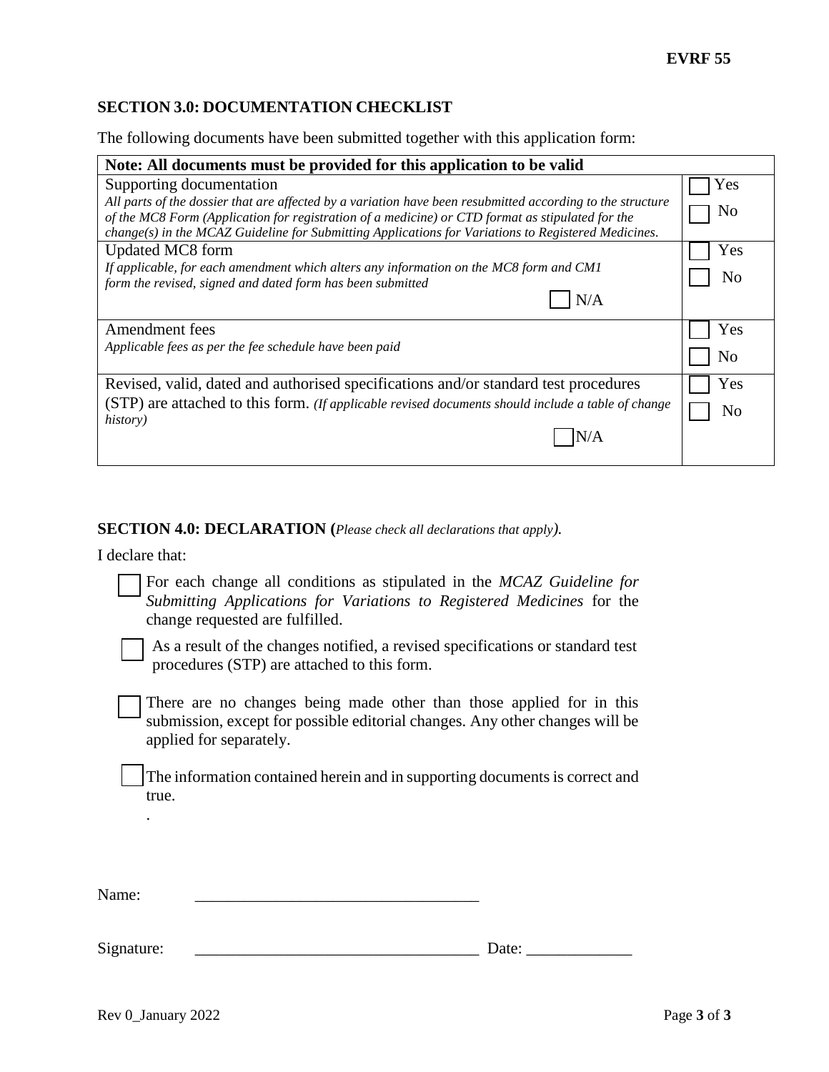EVRF 55

## SECTION 3.0: DOCUMENTATION CHECKLIST

The following documents have been submitted together with this application form:

| **Note: All documents must be provided for this application to be valid** | |
|---|---|
| Supporting documentation<br>*All parts of the dossier that are affected by a variation have been resubmitted according to the structure of the MC8 Form (Application for registration of a medicine) or CTD format as stipulated for the change(s) in the MCAZ Guideline for Submitting Applications for Variations to Registered Medicines.* | ☐ Yes<br>☐ No |
| Updated MC8 form<br>*If applicable, for each amendment which alters any information on the MC8 form and CM1 form the revised, signed and dated form has been submitted*<br>☐ N/A | ☐ Yes<br>☐ No |
| Amendment fees<br>*Applicable fees as per the fee schedule have been paid* | ☐ Yes<br>☐ No |
| Revised, valid, dated and authorised specifications and/or standard test procedures (STP) are attached to this form. *(If applicable revised documents should include a table of change history)*<br>☐ N/A | ☐ Yes<br>☐ No |

## SECTION 4.0: DECLARATION (*Please check all declarations that apply).*

I declare that:

☐ For each change all conditions as stipulated in the *MCAZ Guideline for Submitting Applications for Variations to Registered Medicines* for the change requested are fulfilled.

☐ As a result of the changes notified, a revised specifications or standard test procedures (STP) are attached to this form.

☐ There are no changes being made other than those applied for in this submission, except for possible editorial changes. Any other changes will be applied for separately.

☐ The information contained herein and in supporting documents is correct and true.

.

Name: ___________________________________

Signature: ___________________________________ Date: _____________

Rev 0_January 2022